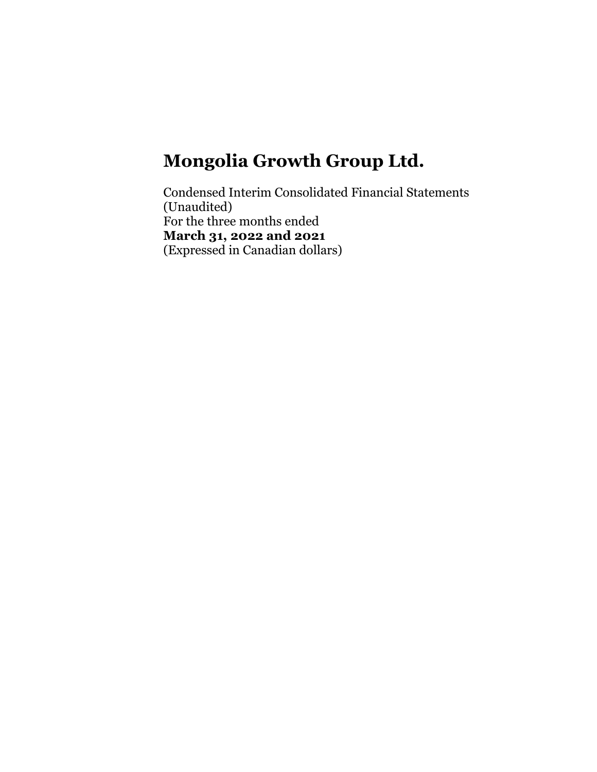# Mongolia Growth Group Ltd.

Condensed Interim Consolidated Financial Statements
(Unaudited)
For the three months ended
**March 31, 2022 and 2021**
(Expressed in Canadian dollars)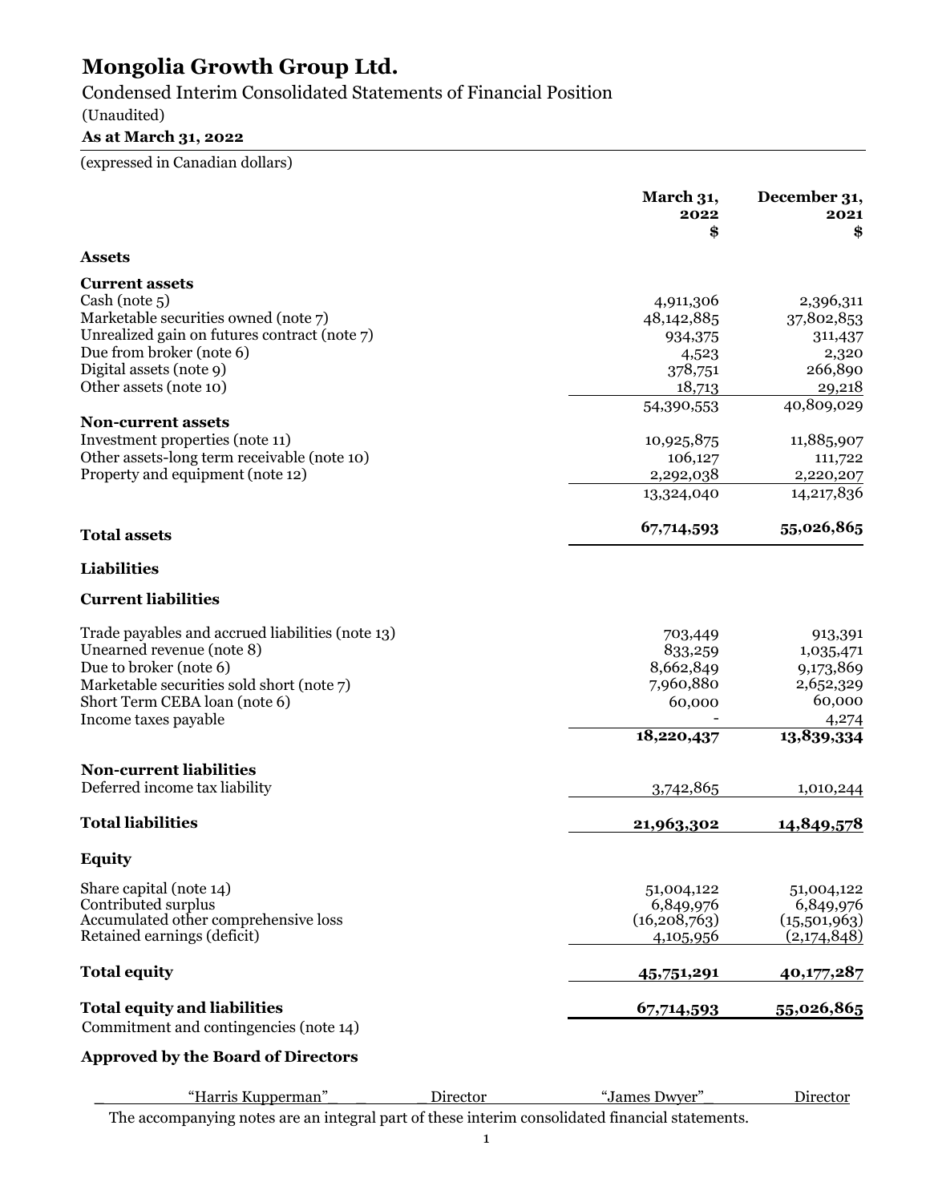# Mongolia Growth Group Ltd.

Condensed Interim Consolidated Statements of Financial Position

(Unaudited)

**As at March 31, 2022**

(expressed in Canadian dollars)

| | March 31, 2022 $ | December 31, 2021 $ |
|---|---|---|
| **Assets** | | |
| **Current assets** | | |
| Cash (note 5) | 4,911,306 | 2,396,311 |
| Marketable securities owned (note 7) | 48,142,885 | 37,802,853 |
| Unrealized gain on futures contract (note 7) | 934,375 | 311,437 |
| Due from broker (note 6) | 4,523 | 2,320 |
| Digital assets (note 9) | 378,751 | 266,890 |
| Other assets (note 10) | 18,713 | 29,218 |
| | 54,390,553 | 40,809,029 |
| **Non-current assets** | | |
| Investment properties (note 11) | 10,925,875 | 11,885,907 |
| Other assets-long term receivable (note 10) | 106,127 | 111,722 |
| Property and equipment (note 12) | 2,292,038 | 2,220,207 |
| | 13,324,040 | 14,217,836 |
| **Total assets** | **67,714,593** | **55,026,865** |
| **Liabilities** | | |
| **Current liabilities** | | |
| Trade payables and accrued liabilities (note 13) | 703,449 | 913,391 |
| Unearned revenue (note 8) | 833,259 | 1,035,471 |
| Due to broker (note 6) | 8,662,849 | 9,173,869 |
| Marketable securities sold short (note 7) | 7,960,880 | 2,652,329 |
| Short Term CEBA loan (note 6) | 60,000 | 60,000 |
| Income taxes payable | - | 4,274 |
| | **18,220,437** | **13,839,334** |
| **Non-current liabilities** | | |
| Deferred income tax liability | 3,742,865 | 1,010,244 |
| **Total liabilities** | **21,963,302** | **14,849,578** |
| **Equity** | | |
| Share capital (note 14) | 51,004,122 | 51,004,122 |
| Contributed surplus | 6,849,976 | 6,849,976 |
| Accumulated other comprehensive loss | (16,208,763) | (15,501,963) |
| Retained earnings (deficit) | 4,105,956 | (2,174,848) |
| **Total equity** | **45,751,291** | **40,177,287** |
| **Total equity and liabilities** | **67,714,593** | **55,026,865** |

Commitment and contingencies (note 14)

**Approved by the Board of Directors**

"Harris Kupperman" Director "James Dwyer" Director

The accompanying notes are an integral part of these interim consolidated financial statements.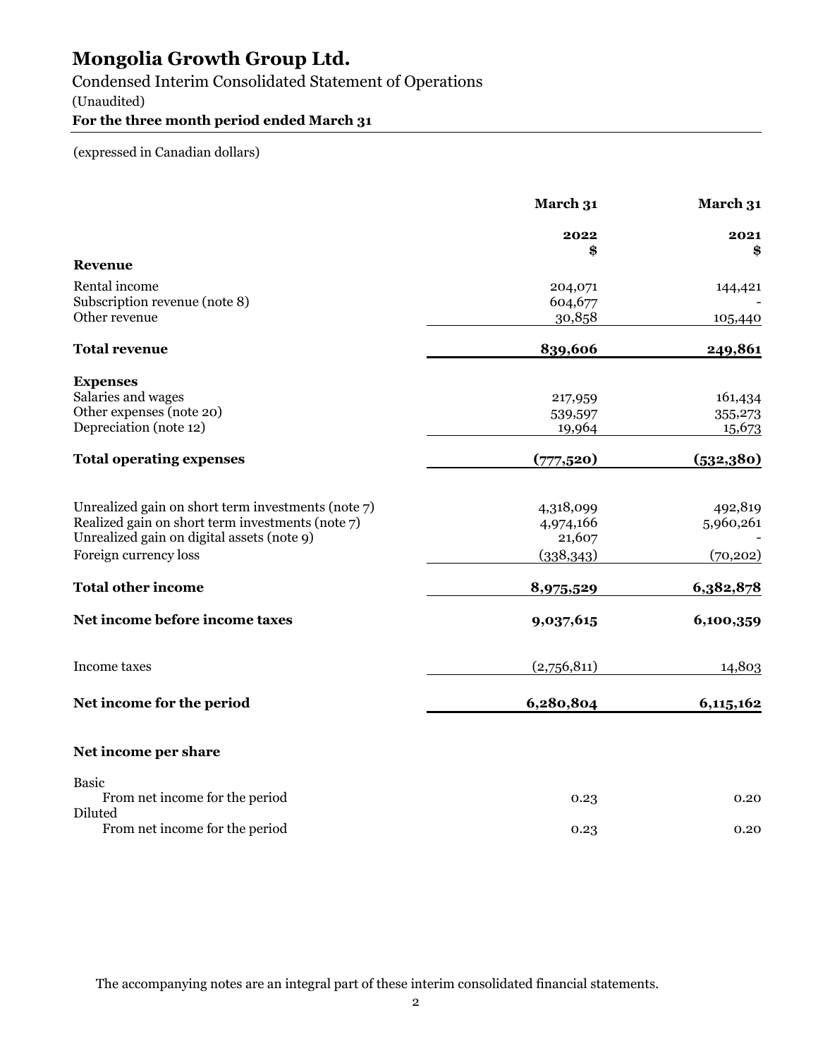# Mongolia Growth Group Ltd.

Condensed Interim Consolidated Statement of Operations

(Unaudited)

**For the three month period ended March 31**

(expressed in Canadian dollars)

| | March 31 2022 $ | March 31 2021 $ |
|---|---|---|
| **Revenue** | | |
| Rental income | 204,071 | 144,421 |
| Subscription revenue (note 8) | 604,677 | - |
| Other revenue | 30,858 | 105,440 |
| **Total revenue** | **839,606** | **249,861** |
| **Expenses** | | |
| Salaries and wages | 217,959 | 161,434 |
| Other expenses (note 20) | 539,597 | 355,273 |
| Depreciation (note 12) | 19,964 | 15,673 |
| **Total operating expenses** | **(777,520)** | **(532,380)** |
| Unrealized gain on short term investments (note 7) | 4,318,099 | 492,819 |
| Realized gain on short term investments (note 7) | 4,974,166 | 5,960,261 |
| Unrealized gain on digital assets (note 9) | 21,607 | - |
| Foreign currency loss | (338,343) | (70,202) |
| **Total other income** | **8,975,529** | **6,382,878** |
| **Net income before income taxes** | **9,037,615** | **6,100,359** |
| Income taxes | (2,756,811) | 14,803 |
| **Net income for the period** | **6,280,804** | **6,115,162** |
| **Net income per share** | | |
| Basic | | |
| From net income for the period | 0.23 | 0.20 |
| Diluted | | |
| From net income for the period | 0.23 | 0.20 |

The accompanying notes are an integral part of these interim consolidated financial statements.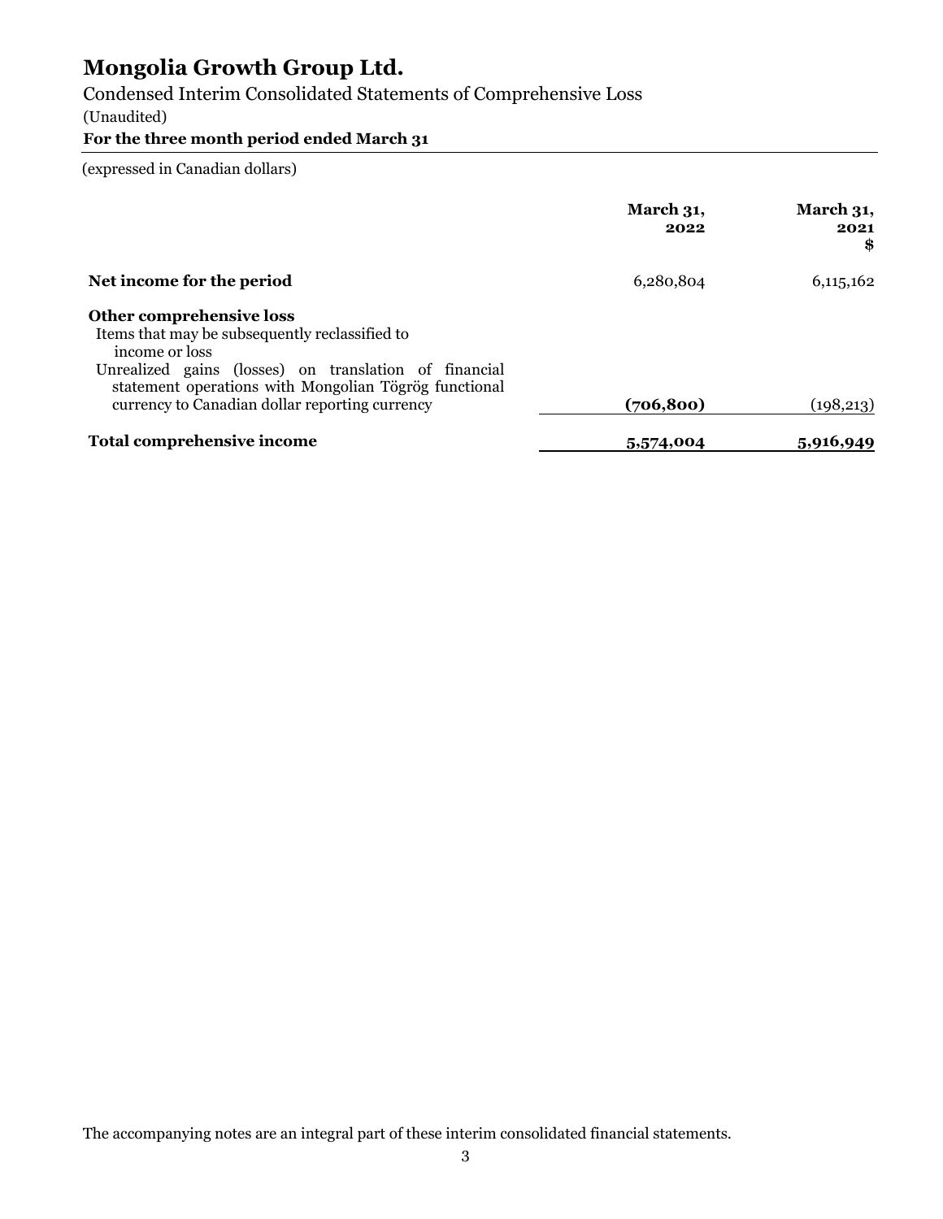# Mongolia Growth Group Ltd.

Condensed Interim Consolidated Statements of Comprehensive Loss

(Unaudited)

**For the three month period ended March 31**

(expressed in Canadian dollars)

| | **March 31, 2022** | **March 31, 2021 $** |
|---|---|---|
| **Net income for the period** | 6,280,804 | 6,115,162 |
| **Other comprehensive loss** | | |
| Items that may be subsequently reclassified to income or loss | | |
| Unrealized gains (losses) on translation of financial statement operations with Mongolian Tögrög functional currency to Canadian dollar reporting currency | **(706,800)** | (198,213) |
| **Total comprehensive income** | **5,574,004** | **5,916,949** |

The accompanying notes are an integral part of these interim consolidated financial statements.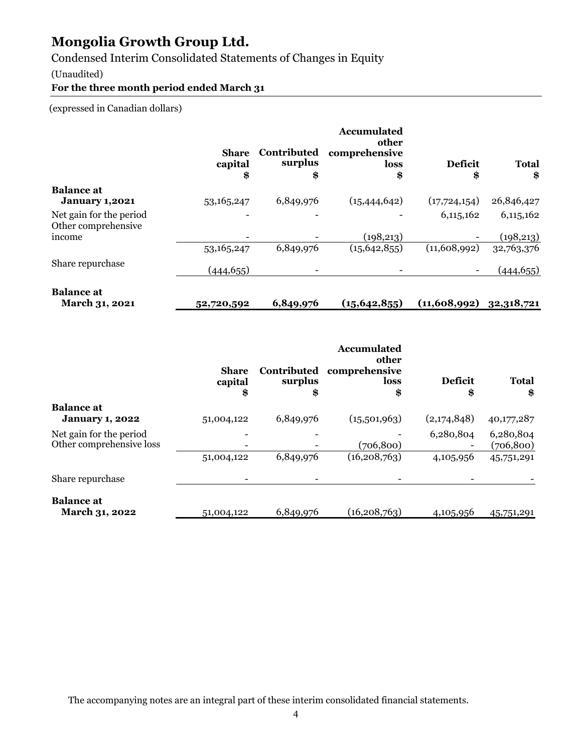# Mongolia Growth Group Ltd.

Condensed Interim Consolidated Statements of Changes in Equity

(Unaudited)

**For the three month period ended March 31**

(expressed in Canadian dollars)

| | Share capital $ | Contributed surplus $ | Accumulated other comprehensive loss $ | Deficit $ | Total $ |
|---|---|---|---|---|---|
| **Balance at January 1,2021** | 53,165,247 | 6,849,976 | (15,444,642) | (17,724,154) | 26,846,427 |
| Net gain for the period | - | - | - | 6,115,162 | 6,115,162 |
| Other comprehensive income | - | - | (198,213) | - | (198,213) |
| | 53,165,247 | 6,849,976 | (15,642,855) | (11,608,992) | 32,763,376 |
| Share repurchase | (444,655) | - | - | - | (444,655) |
| **Balance at March 31, 2021** | **52,720,592** | **6,849,976** | **(15,642,855)** | **(11,608,992)** | **32,318,721** |

| | Share capital $ | Contributed surplus $ | Accumulated other comprehensive loss $ | Deficit $ | Total $ |
|---|---|---|---|---|---|
| **Balance at January 1, 2022** | 51,004,122 | 6,849,976 | (15,501,963) | (2,174,848) | 40,177,287 |
| Net gain for the period | - | - | - | 6,280,804 | 6,280,804 |
| Other comprehensive loss | - | - | (706,800) | - | (706,800) |
| | 51,004,122 | 6,849,976 | (16,208,763) | 4,105,956 | 45,751,291 |
| Share repurchase | - | - | - | - | - |
| **Balance at March 31, 2022** | 51,004,122 | 6,849,976 | (16,208,763) | 4,105,956 | 45,751,291 |

The accompanying notes are an integral part of these interim consolidated financial statements.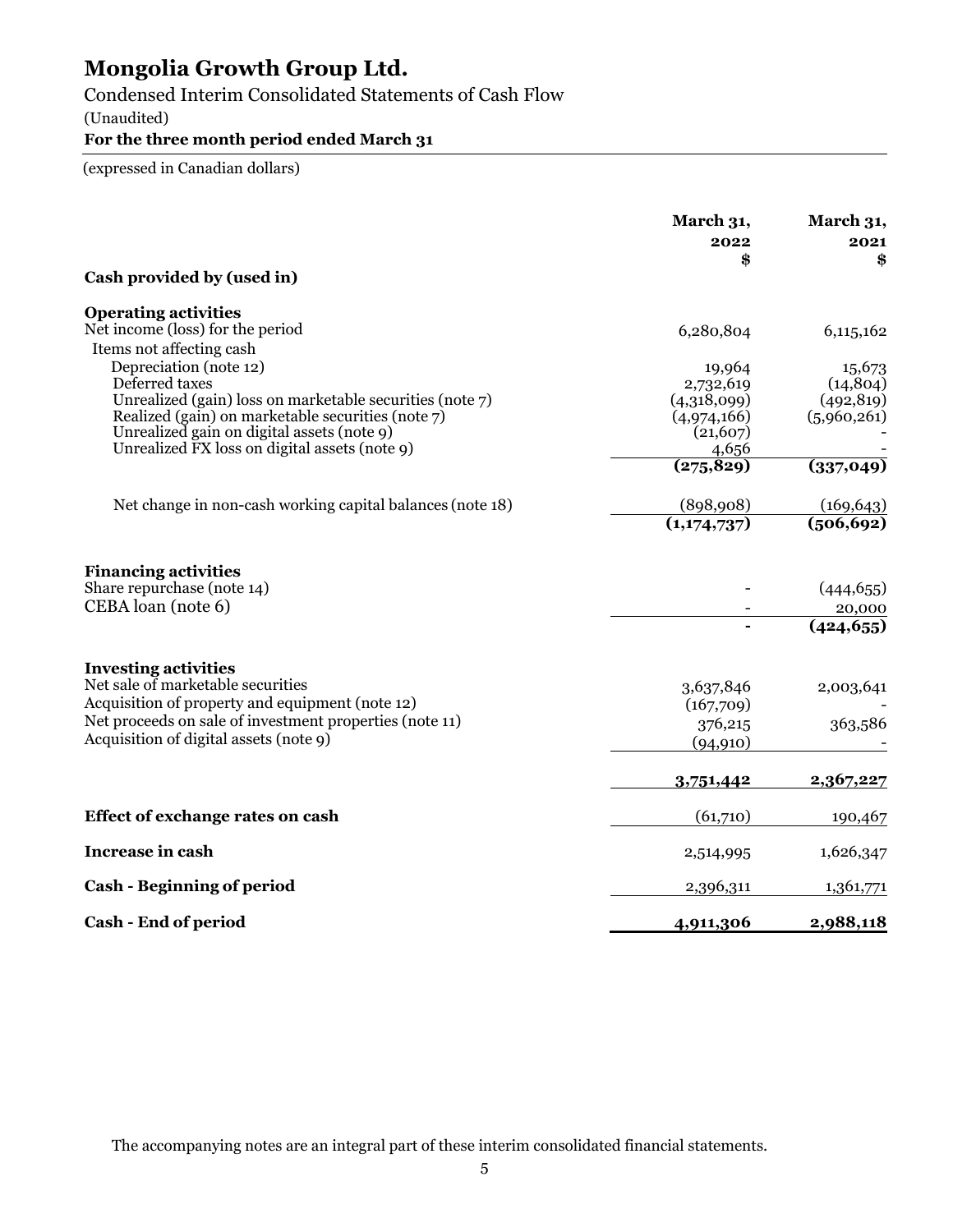# Mongolia Growth Group Ltd.

Condensed Interim Consolidated Statements of Cash Flow

(Unaudited)

**For the three month period ended March 31**

(expressed in Canadian dollars)

| | March 31, 2022 $ | March 31, 2021 $ |
|---|---|---|
| **Cash provided by (used in)** | | |
| **Operating activities** | | |
| Net income (loss) for the period | 6,280,804 | 6,115,162 |
| Items not affecting cash | | |
| Depreciation (note 12) | 19,964 | 15,673 |
| Deferred taxes | 2,732,619 | (14,804) |
| Unrealized (gain) loss on marketable securities (note 7) | (4,318,099) | (492,819) |
| Realized (gain) on marketable securities (note 7) | (4,974,166) | (5,960,261) |
| Unrealized gain on digital assets (note 9) | (21,607) | - |
| Unrealized FX loss on digital assets (note 9) | 4,656 | - |
| | **(275,829)** | **(337,049)** |
| Net change in non-cash working capital balances (note 18) | (898,908) | (169,643) |
| | **(1,174,737)** | **(506,692)** |
| **Financing activities** | | |
| Share repurchase (note 14) | - | (444,655) |
| CEBA loan (note 6) | - | 20,000 |
| | **-** | **(424,655)** |
| **Investing activities** | | |
| Net sale of marketable securities | 3,637,846 | 2,003,641 |
| Acquisition of property and equipment (note 12) | (167,709) | - |
| Net proceeds on sale of investment properties (note 11) | 376,215 | 363,586 |
| Acquisition of digital assets (note 9) | (94,910) | - |
| | **3,751,442** | **2,367,227** |
| **Effect of exchange rates on cash** | (61,710) | 190,467 |
| **Increase in cash** | 2,514,995 | 1,626,347 |
| **Cash - Beginning of period** | 2,396,311 | 1,361,771 |
| **Cash - End of period** | **4,911,306** | **2,988,118** |

The accompanying notes are an integral part of these interim consolidated financial statements.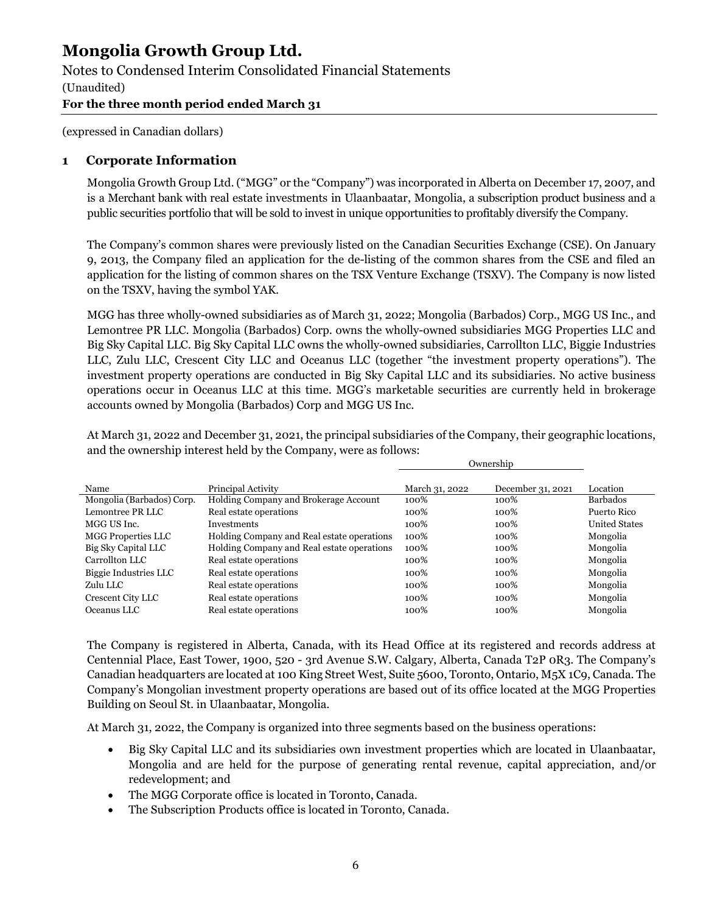# Mongolia Growth Group Ltd.

Notes to Condensed Interim Consolidated Financial Statements

(Unaudited)

**For the three month period ended March 31**

(expressed in Canadian dollars)

## 1 Corporate Information

Mongolia Growth Group Ltd. ("MGG" or the "Company") was incorporated in Alberta on December 17, 2007, and is a Merchant bank with real estate investments in Ulaanbaatar, Mongolia, a subscription product business and a public securities portfolio that will be sold to invest in unique opportunities to profitably diversify the Company.

The Company's common shares were previously listed on the Canadian Securities Exchange (CSE). On January 9, 2013, the Company filed an application for the de-listing of the common shares from the CSE and filed an application for the listing of common shares on the TSX Venture Exchange (TSXV). The Company is now listed on the TSXV, having the symbol YAK.

MGG has three wholly-owned subsidiaries as of March 31, 2022; Mongolia (Barbados) Corp., MGG US Inc., and Lemontree PR LLC. Mongolia (Barbados) Corp. owns the wholly-owned subsidiaries MGG Properties LLC and Big Sky Capital LLC. Big Sky Capital LLC owns the wholly-owned subsidiaries, Carrollton LLC, Biggie Industries LLC, Zulu LLC, Crescent City LLC and Oceanus LLC (together "the investment property operations"). The investment property operations are conducted in Big Sky Capital LLC and its subsidiaries. No active business operations occur in Oceanus LLC at this time. MGG's marketable securities are currently held in brokerage accounts owned by Mongolia (Barbados) Corp and MGG US Inc.

At March 31, 2022 and December 31, 2021, the principal subsidiaries of the Company, their geographic locations, and the ownership interest held by the Company, were as follows:

| | | Ownership | | |
|---|---|---|---|---|
| Name | Principal Activity | March 31, 2022 | December 31, 2021 | Location |
| Mongolia (Barbados) Corp. | Holding Company and Brokerage Account | 100% | 100% | Barbados |
| Lemontree PR LLC | Real estate operations | 100% | 100% | Puerto Rico |
| MGG US Inc. | Investments | 100% | 100% | United States |
| MGG Properties LLC | Holding Company and Real estate operations | 100% | 100% | Mongolia |
| Big Sky Capital LLC | Holding Company and Real estate operations | 100% | 100% | Mongolia |
| Carrollton LLC | Real estate operations | 100% | 100% | Mongolia |
| Biggie Industries LLC | Real estate operations | 100% | 100% | Mongolia |
| Zulu LLC | Real estate operations | 100% | 100% | Mongolia |
| Crescent City LLC | Real estate operations | 100% | 100% | Mongolia |
| Oceanus LLC | Real estate operations | 100% | 100% | Mongolia |

The Company is registered in Alberta, Canada, with its Head Office at its registered and records address at Centennial Place, East Tower, 1900, 520 - 3rd Avenue S.W. Calgary, Alberta, Canada T2P 0R3. The Company's Canadian headquarters are located at 100 King Street West, Suite 5600, Toronto, Ontario, M5X 1C9, Canada. The Company's Mongolian investment property operations are based out of its office located at the MGG Properties Building on Seoul St. in Ulaanbaatar, Mongolia.

At March 31, 2022, the Company is organized into three segments based on the business operations:

- Big Sky Capital LLC and its subsidiaries own investment properties which are located in Ulaanbaatar, Mongolia and are held for the purpose of generating rental revenue, capital appreciation, and/or redevelopment; and
- The MGG Corporate office is located in Toronto, Canada.
- The Subscription Products office is located in Toronto, Canada.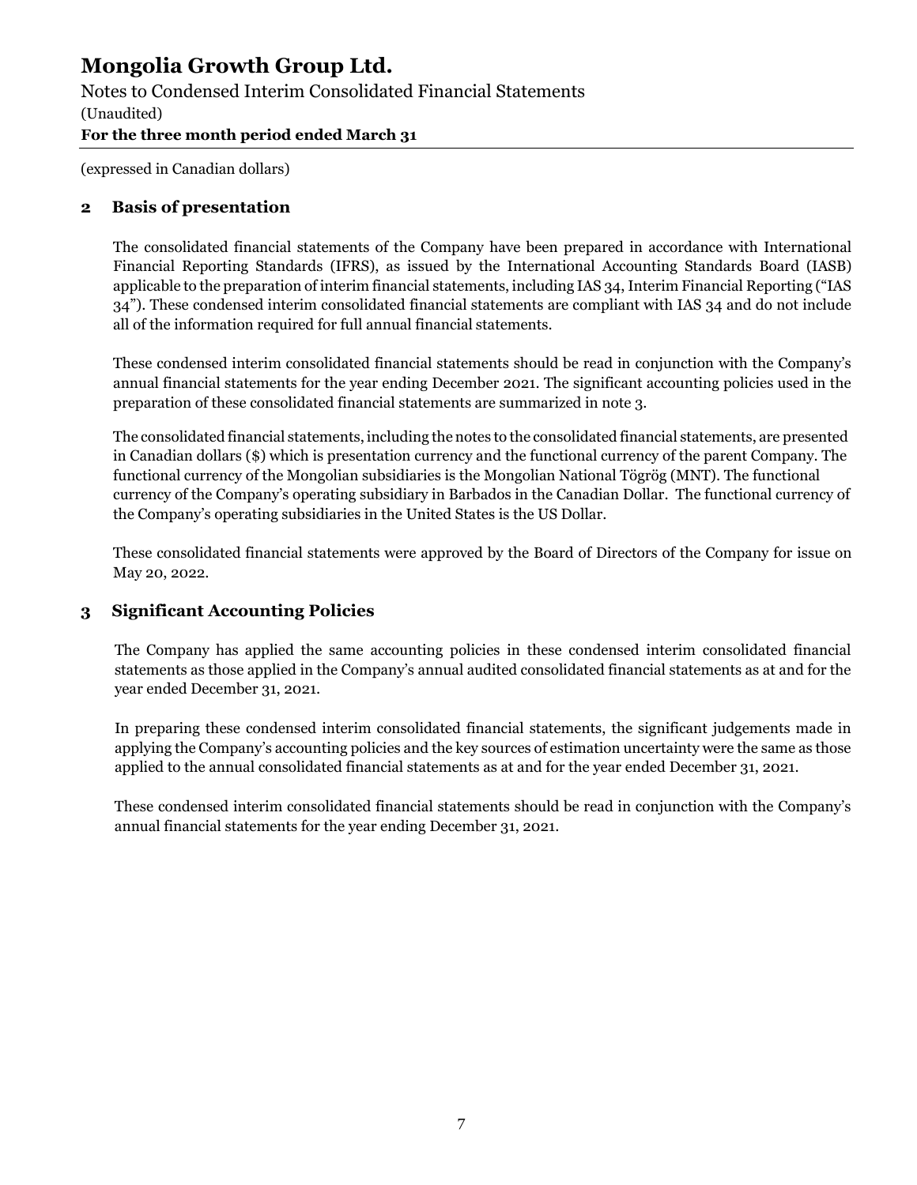## 2 Basis of presentation

The consolidated financial statements of the Company have been prepared in accordance with International Financial Reporting Standards (IFRS), as issued by the International Accounting Standards Board (IASB) applicable to the preparation of interim financial statements, including IAS 34, Interim Financial Reporting ("IAS 34"). These condensed interim consolidated financial statements are compliant with IAS 34 and do not include all of the information required for full annual financial statements.

These condensed interim consolidated financial statements should be read in conjunction with the Company's annual financial statements for the year ending December 2021. The significant accounting policies used in the preparation of these consolidated financial statements are summarized in note 3.

The consolidated financial statements, including the notes to the consolidated financial statements, are presented in Canadian dollars ($) which is presentation currency and the functional currency of the parent Company. The functional currency of the Mongolian subsidiaries is the Mongolian National Tögrög (MNT). The functional currency of the Company's operating subsidiary in Barbados in the Canadian Dollar. The functional currency of the Company's operating subsidiaries in the United States is the US Dollar.

These consolidated financial statements were approved by the Board of Directors of the Company for issue on May 20, 2022.

## 3 Significant Accounting Policies

The Company has applied the same accounting policies in these condensed interim consolidated financial statements as those applied in the Company's annual audited consolidated financial statements as at and for the year ended December 31, 2021.

In preparing these condensed interim consolidated financial statements, the significant judgements made in applying the Company's accounting policies and the key sources of estimation uncertainty were the same as those applied to the annual consolidated financial statements as at and for the year ended December 31, 2021.

These condensed interim consolidated financial statements should be read in conjunction with the Company's annual financial statements for the year ending December 31, 2021.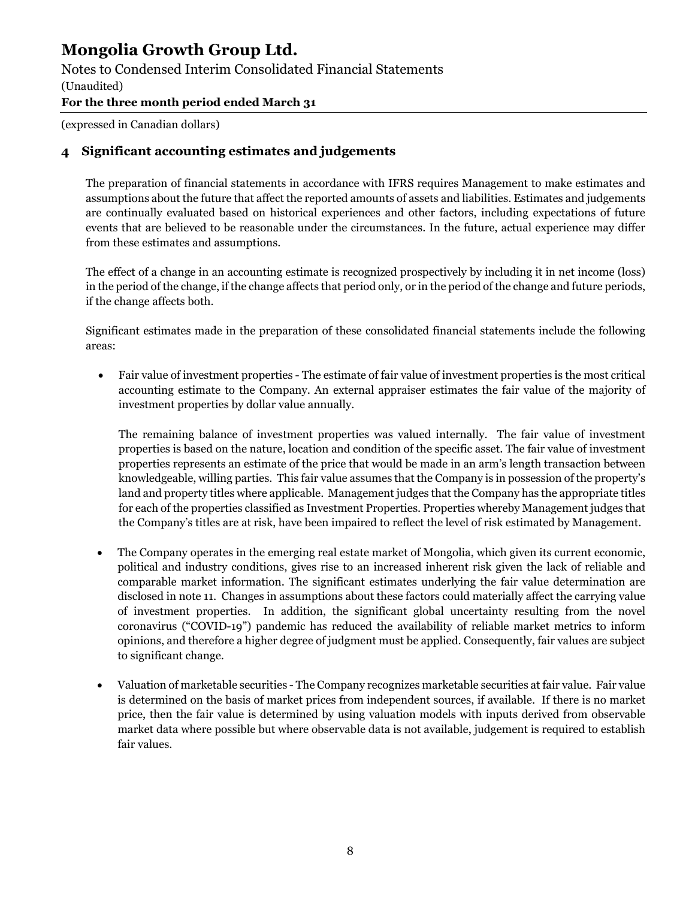## 4 Significant accounting estimates and judgements

The preparation of financial statements in accordance with IFRS requires Management to make estimates and assumptions about the future that affect the reported amounts of assets and liabilities. Estimates and judgements are continually evaluated based on historical experiences and other factors, including expectations of future events that are believed to be reasonable under the circumstances. In the future, actual experience may differ from these estimates and assumptions.

The effect of a change in an accounting estimate is recognized prospectively by including it in net income (loss) in the period of the change, if the change affects that period only, or in the period of the change and future periods, if the change affects both.

Significant estimates made in the preparation of these consolidated financial statements include the following areas:

- Fair value of investment properties - The estimate of fair value of investment properties is the most critical accounting estimate to the Company. An external appraiser estimates the fair value of the majority of investment properties by dollar value annually.

  The remaining balance of investment properties was valued internally. The fair value of investment properties is based on the nature, location and condition of the specific asset. The fair value of investment properties represents an estimate of the price that would be made in an arm's length transaction between knowledgeable, willing parties. This fair value assumes that the Company is in possession of the property's land and property titles where applicable. Management judges that the Company has the appropriate titles for each of the properties classified as Investment Properties. Properties whereby Management judges that the Company's titles are at risk, have been impaired to reflect the level of risk estimated by Management.

- The Company operates in the emerging real estate market of Mongolia, which given its current economic, political and industry conditions, gives rise to an increased inherent risk given the lack of reliable and comparable market information. The significant estimates underlying the fair value determination are disclosed in note 11. Changes in assumptions about these factors could materially affect the carrying value of investment properties. In addition, the significant global uncertainty resulting from the novel coronavirus ("COVID-19") pandemic has reduced the availability of reliable market metrics to inform opinions, and therefore a higher degree of judgment must be applied. Consequently, fair values are subject to significant change.

- Valuation of marketable securities - The Company recognizes marketable securities at fair value. Fair value is determined on the basis of market prices from independent sources, if available. If there is no market price, then the fair value is determined by using valuation models with inputs derived from observable market data where possible but where observable data is not available, judgement is required to establish fair values.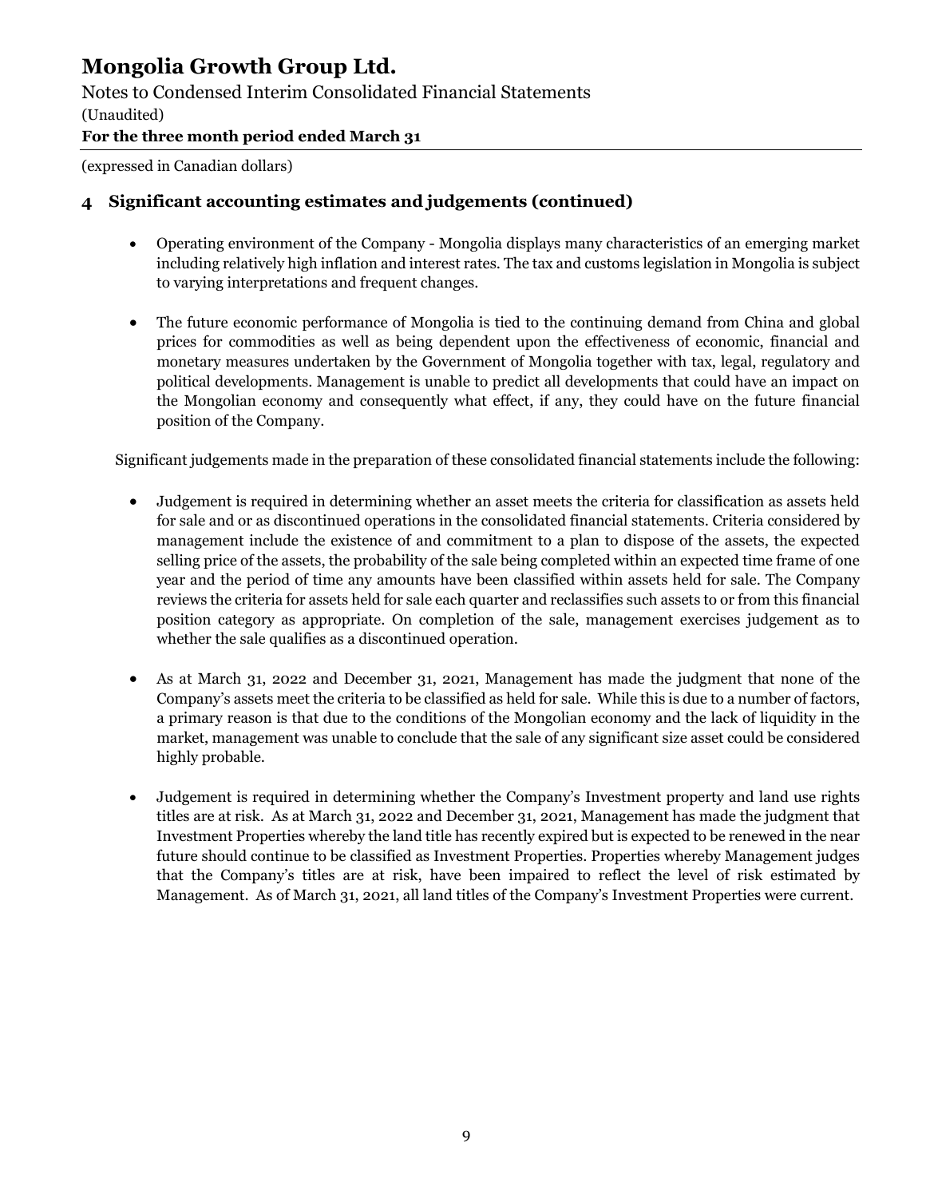## 4 Significant accounting estimates and judgements (continued)

- Operating environment of the Company - Mongolia displays many characteristics of an emerging market including relatively high inflation and interest rates. The tax and customs legislation in Mongolia is subject to varying interpretations and frequent changes.

- The future economic performance of Mongolia is tied to the continuing demand from China and global prices for commodities as well as being dependent upon the effectiveness of economic, financial and monetary measures undertaken by the Government of Mongolia together with tax, legal, regulatory and political developments. Management is unable to predict all developments that could have an impact on the Mongolian economy and consequently what effect, if any, they could have on the future financial position of the Company.

Significant judgements made in the preparation of these consolidated financial statements include the following:

- Judgement is required in determining whether an asset meets the criteria for classification as assets held for sale and or as discontinued operations in the consolidated financial statements. Criteria considered by management include the existence of and commitment to a plan to dispose of the assets, the expected selling price of the assets, the probability of the sale being completed within an expected time frame of one year and the period of time any amounts have been classified within assets held for sale. The Company reviews the criteria for assets held for sale each quarter and reclassifies such assets to or from this financial position category as appropriate. On completion of the sale, management exercises judgement as to whether the sale qualifies as a discontinued operation.

- As at March 31, 2022 and December 31, 2021, Management has made the judgment that none of the Company's assets meet the criteria to be classified as held for sale. While this is due to a number of factors, a primary reason is that due to the conditions of the Mongolian economy and the lack of liquidity in the market, management was unable to conclude that the sale of any significant size asset could be considered highly probable.

- Judgement is required in determining whether the Company's Investment property and land use rights titles are at risk. As at March 31, 2022 and December 31, 2021, Management has made the judgment that Investment Properties whereby the land title has recently expired but is expected to be renewed in the near future should continue to be classified as Investment Properties. Properties whereby Management judges that the Company's titles are at risk, have been impaired to reflect the level of risk estimated by Management. As of March 31, 2021, all land titles of the Company's Investment Properties were current.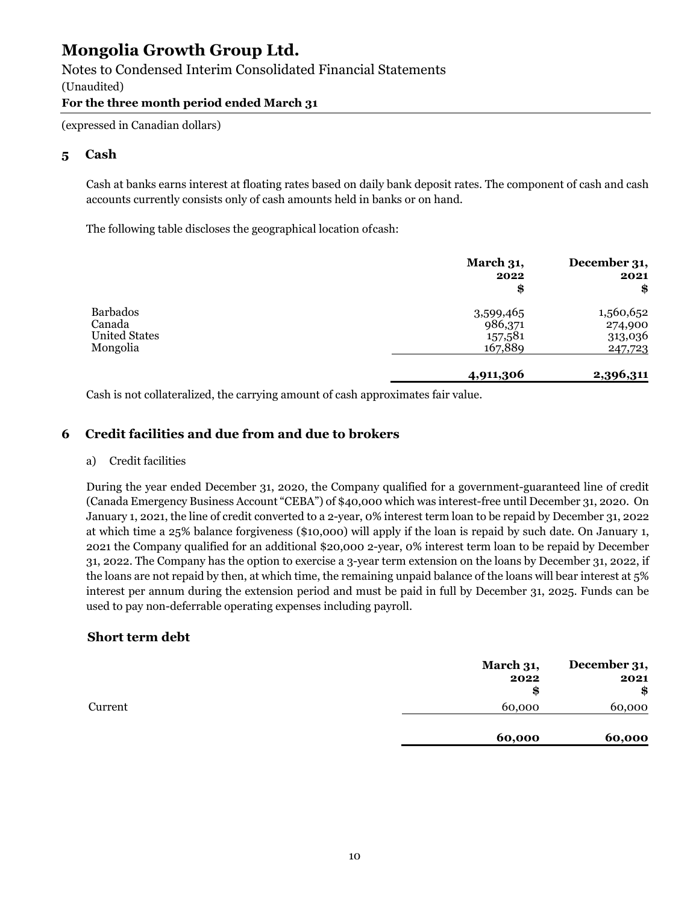## 5 Cash

Cash at banks earns interest at floating rates based on daily bank deposit rates. The component of cash and cash accounts currently consists only of cash amounts held in banks or on hand.

The following table discloses the geographical location ofcash:

| | March 31, 2022 $ | December 31, 2021 $ |
|---|---|---|
| Barbados | 3,599,465 | 1,560,652 |
| Canada | 986,371 | 274,900 |
| United States | 157,581 | 313,036 |
| Mongolia | 167,889 | 247,723 |
| | **4,911,306** | **2,396,311** |

Cash is not collateralized, the carrying amount of cash approximates fair value.

## 6 Credit facilities and due from and due to brokers

a) Credit facilities

During the year ended December 31, 2020, the Company qualified for a government-guaranteed line of credit (Canada Emergency Business Account "CEBA") of $40,000 which was interest-free until December 31, 2020. On January 1, 2021, the line of credit converted to a 2-year, 0% interest term loan to be repaid by December 31, 2022 at which time a 25% balance forgiveness ($10,000) will apply if the loan is repaid by such date. On January 1, 2021 the Company qualified for an additional $20,000 2-year, 0% interest term loan to be repaid by December 31, 2022. The Company has the option to exercise a 3-year term extension on the loans by December 31, 2022, if the loans are not repaid by then, at which time, the remaining unpaid balance of the loans will bear interest at 5% interest per annum during the extension period and must be paid in full by December 31, 2025. Funds can be used to pay non-deferrable operating expenses including payroll.

### Short term debt

| | March 31, 2022 $ | December 31, 2021 $ |
|---|---|---|
| Current | 60,000 | 60,000 |
| | **60,000** | **60,000** |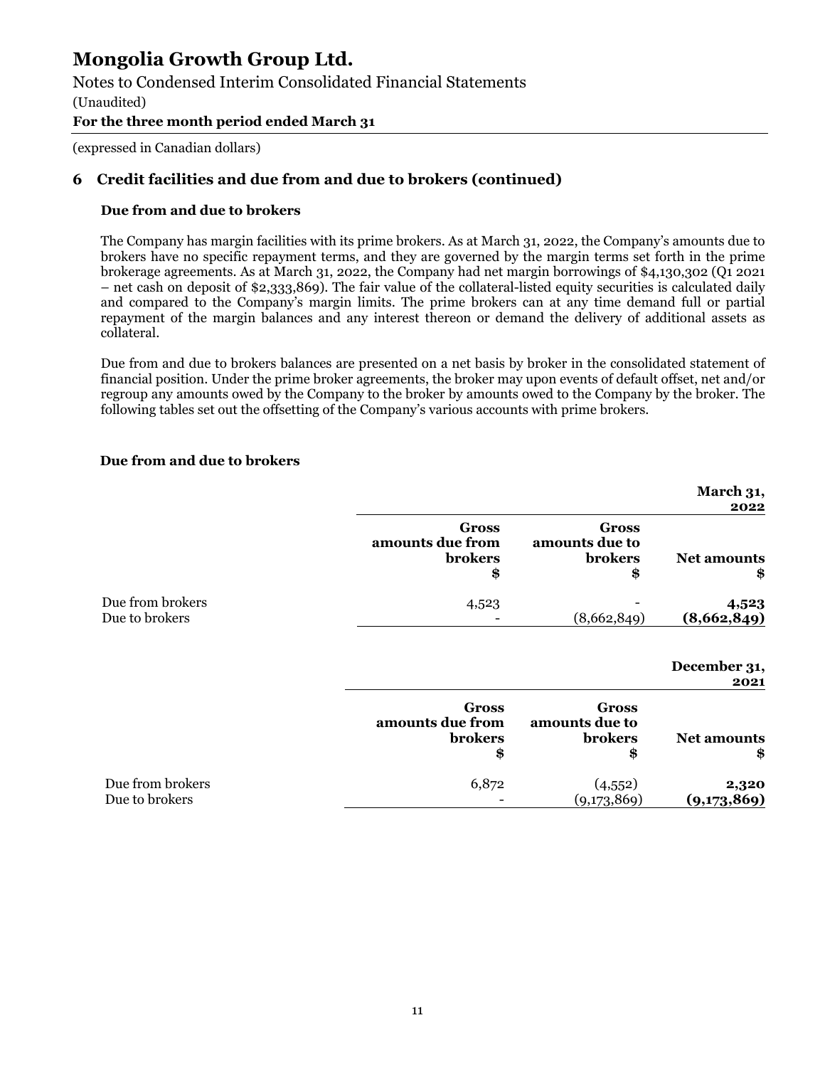## 6 Credit facilities and due from and due to brokers (continued)

### Due from and due to brokers

The Company has margin facilities with its prime brokers. As at March 31, 2022, the Company's amounts due to brokers have no specific repayment terms, and they are governed by the margin terms set forth in the prime brokerage agreements. As at March 31, 2022, the Company had net margin borrowings of $4,130,302 (Q1 2021 – net cash on deposit of $2,333,869). The fair value of the collateral-listed equity securities is calculated daily and compared to the Company's margin limits. The prime brokers can at any time demand full or partial repayment of the margin balances and any interest thereon or demand the delivery of additional assets as collateral.

Due from and due to brokers balances are presented on a net basis by broker in the consolidated statement of financial position. Under the prime broker agreements, the broker may upon events of default offset, net and/or regroup any amounts owed by the Company to the broker by amounts owed to the Company by the broker. The following tables set out the offsetting of the Company's various accounts with prime brokers.

**Due from and due to brokers**

| | | | **March 31, 2022** |
|---|---|---|---|
| | **Gross amounts due from brokers $** | **Gross amounts due to brokers $** | **Net amounts $** |
| Due from brokers | 4,523 | - | **4,523** |
| Due to brokers | - | (8,662,849) | **(8,662,849)** |

| | | | **December 31, 2021** |
|---|---|---|---|
| | **Gross amounts due from brokers $** | **Gross amounts due to brokers $** | **Net amounts $** |
| Due from brokers | 6,872 | (4,552) | **2,320** |
| Due to brokers | - | (9,173,869) | **(9,173,869)** |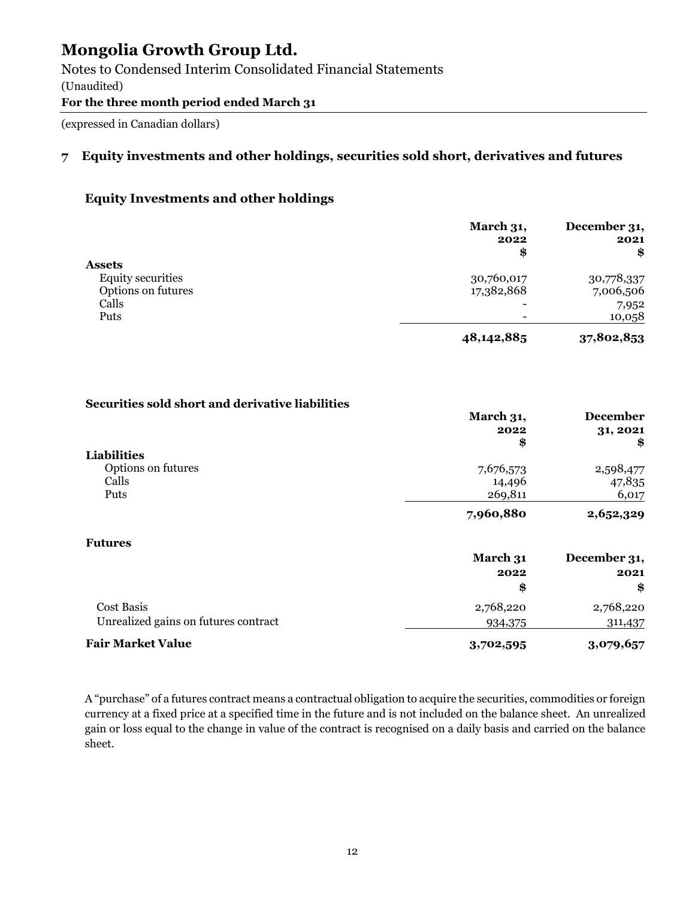# Mongolia Growth Group Ltd.

Notes to Condensed Interim Consolidated Financial Statements

(Unaudited)

**For the three month period ended March 31**

(expressed in Canadian dollars)

## 7 Equity investments and other holdings, securities sold short, derivatives and futures

### Equity Investments and other holdings

| | March 31, 2022 $ | December 31, 2021 $ |
|---|---|---|
| **Assets** | | |
| Equity securities | 30,760,017 | 30,778,337 |
| Options on futures | 17,382,868 | 7,006,506 |
| Calls | - | 7,952 |
| Puts | - | 10,058 |
| | **48,142,885** | **37,802,853** |

### Securities sold short and derivative liabilities

| | March 31, 2022 $ | December 31, 2021 $ |
|---|---|---|
| **Liabilities** | | |
| Options on futures | 7,676,573 | 2,598,477 |
| Calls | 14,496 | 47,835 |
| Puts | 269,811 | 6,017 |
| | **7,960,880** | **2,652,329** |

### Futures

| | March 31 2022 $ | December 31, 2021 $ |
|---|---|---|
| Cost Basis | 2,768,220 | 2,768,220 |
| Unrealized gains on futures contract | 934,375 | 311,437 |
| **Fair Market Value** | **3,702,595** | **3,079,657** |

A "purchase" of a futures contract means a contractual obligation to acquire the securities, commodities or foreign currency at a fixed price at a specified time in the future and is not included on the balance sheet. An unrealized gain or loss equal to the change in value of the contract is recognised on a daily basis and carried on the balance sheet.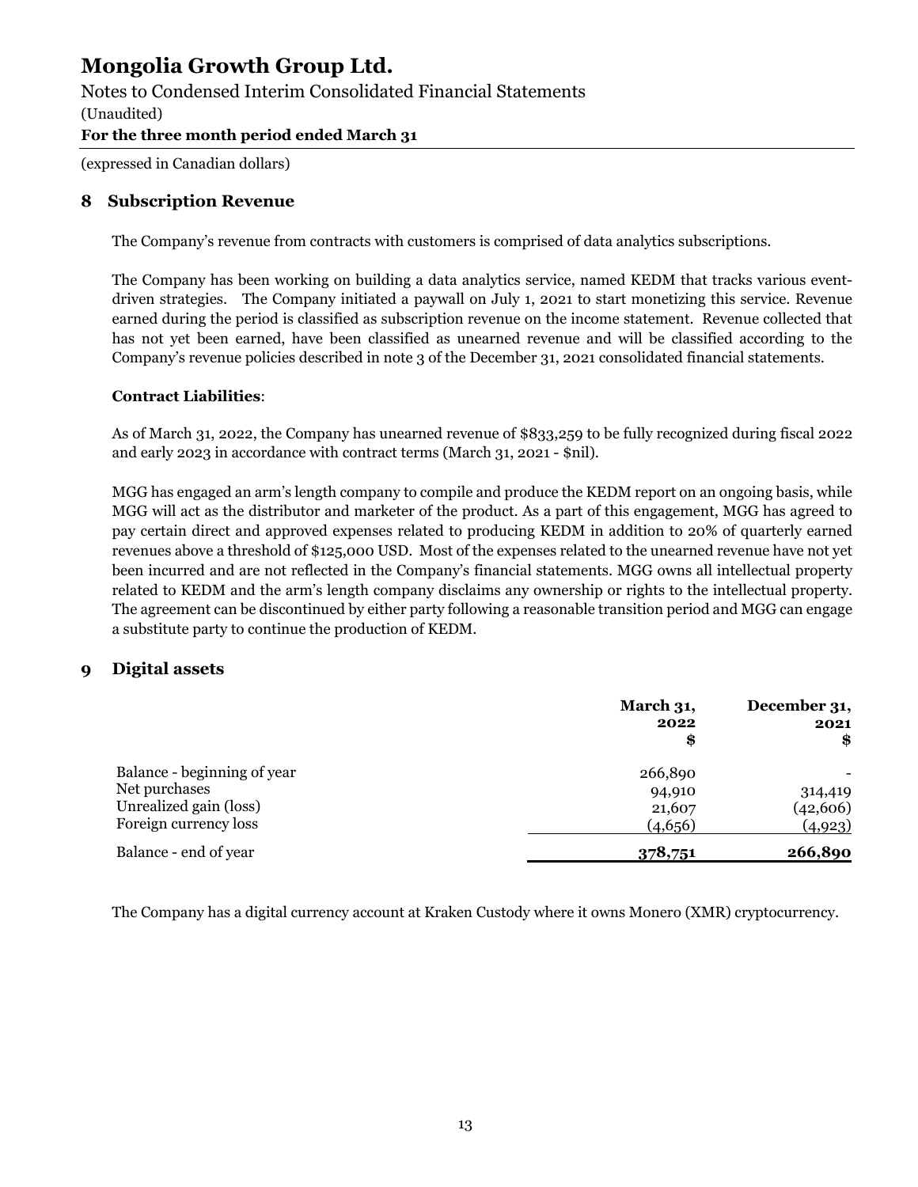## 8 Subscription Revenue

The Company's revenue from contracts with customers is comprised of data analytics subscriptions.

The Company has been working on building a data analytics service, named KEDM that tracks various event-driven strategies. The Company initiated a paywall on July 1, 2021 to start monetizing this service. Revenue earned during the period is classified as subscription revenue on the income statement. Revenue collected that has not yet been earned, have been classified as unearned revenue and will be classified according to the Company's revenue policies described in note 3 of the December 31, 2021 consolidated financial statements.

**Contract Liabilities**:

As of March 31, 2022, the Company has unearned revenue of $833,259 to be fully recognized during fiscal 2022 and early 2023 in accordance with contract terms (March 31, 2021 - $nil).

MGG has engaged an arm's length company to compile and produce the KEDM report on an ongoing basis, while MGG will act as the distributor and marketer of the product. As a part of this engagement, MGG has agreed to pay certain direct and approved expenses related to producing KEDM in addition to 20% of quarterly earned revenues above a threshold of $125,000 USD. Most of the expenses related to the unearned revenue have not yet been incurred and are not reflected in the Company's financial statements. MGG owns all intellectual property related to KEDM and the arm's length company disclaims any ownership or rights to the intellectual property. The agreement can be discontinued by either party following a reasonable transition period and MGG can engage a substitute party to continue the production of KEDM.

## 9 Digital assets

| | March 31, 2022 $ | December 31, 2021 $ |
|---|---|---|
| Balance - beginning of year | 266,890 | - |
| Net purchases | 94,910 | 314,419 |
| Unrealized gain (loss) | 21,607 | (42,606) |
| Foreign currency loss | (4,656) | (4,923) |
| Balance - end of year | **378,751** | **266,890** |

The Company has a digital currency account at Kraken Custody where it owns Monero (XMR) cryptocurrency.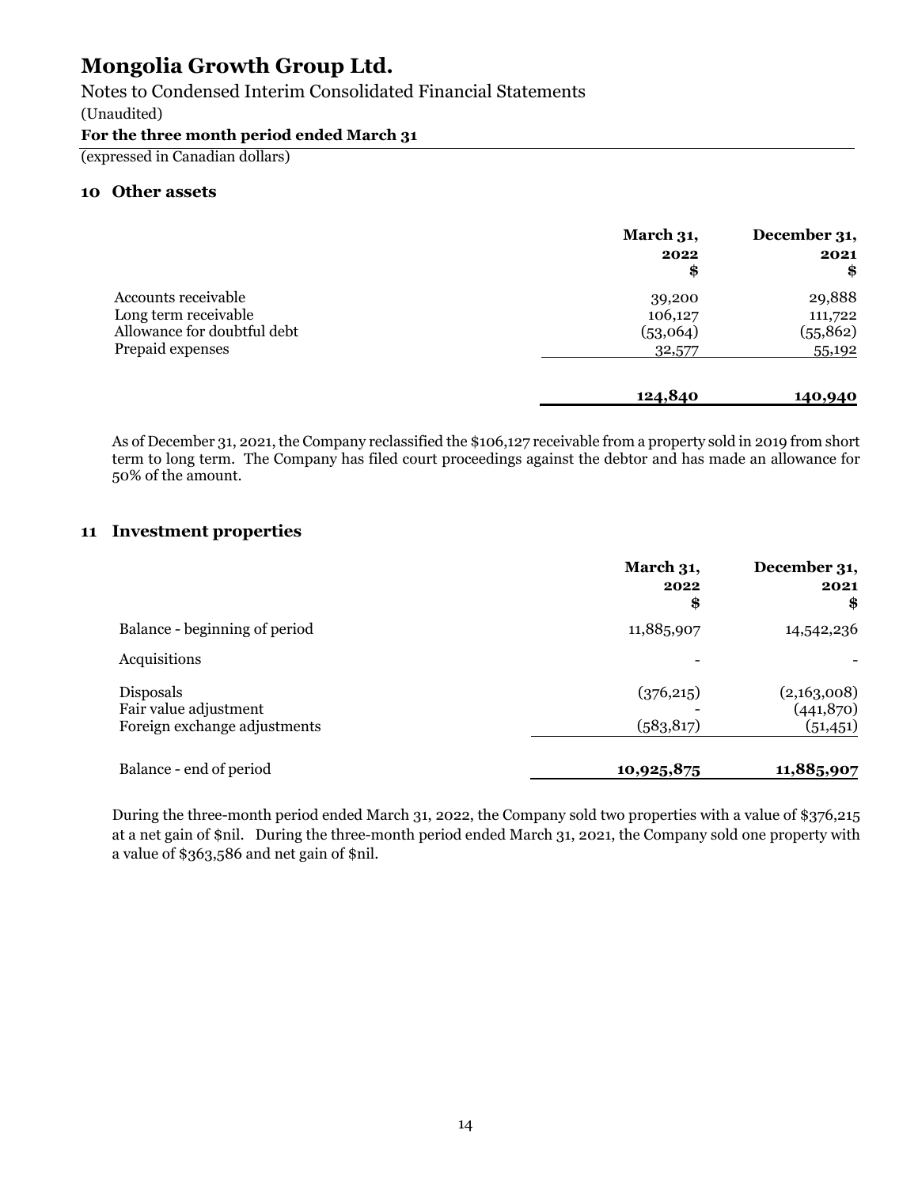# Mongolia Growth Group Ltd.

Notes to Condensed Interim Consolidated Financial Statements

(Unaudited)

**For the three month period ended March 31**

(expressed in Canadian dollars)

## 10 Other assets

| | March 31, 2022 $ | December 31, 2021 $ |
|---|---|---|
| Accounts receivable | 39,200 | 29,888 |
| Long term receivable | 106,127 | 111,722 |
| Allowance for doubtful debt | (53,064) | (55,862) |
| Prepaid expenses | 32,577 | 55,192 |
| | **124,840** | **140,940** |

As of December 31, 2021, the Company reclassified the $106,127 receivable from a property sold in 2019 from short term to long term. The Company has filed court proceedings against the debtor and has made an allowance for 50% of the amount.

## 11 Investment properties

| | March 31, 2022 $ | December 31, 2021 $ |
|---|---|---|
| Balance - beginning of period | 11,885,907 | 14,542,236 |
| Acquisitions | - | - |
| Disposals | (376,215) | (2,163,008) |
| Fair value adjustment | - | (441,870) |
| Foreign exchange adjustments | (583,817) | (51,451) |
| Balance - end of period | **10,925,875** | **11,885,907** |

During the three-month period ended March 31, 2022, the Company sold two properties with a value of $376,215 at a net gain of $nil. During the three-month period ended March 31, 2021, the Company sold one property with a value of $363,586 and net gain of $nil.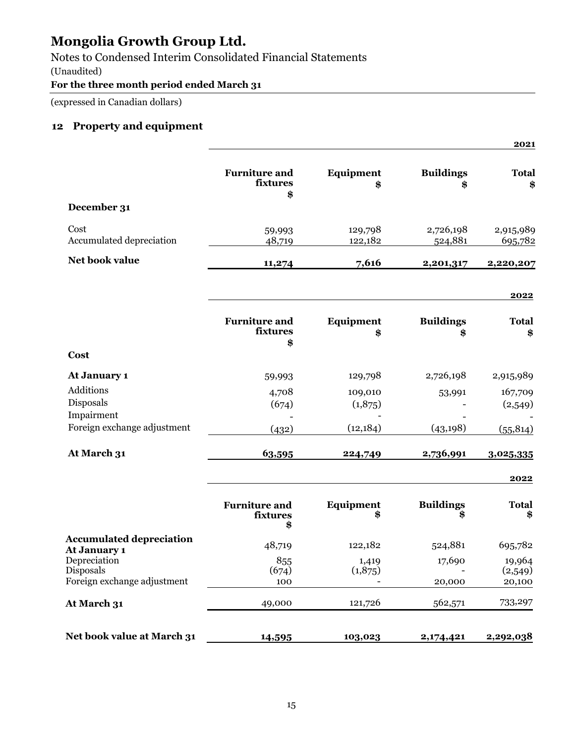# Mongolia Growth Group Ltd.

Notes to Condensed Interim Consolidated Financial Statements

(Unaudited)

**For the three month period ended March 31**

(expressed in Canadian dollars)

## 12 Property and equipment

| | | | | **2021** |
|---|---|---|---|---|
| | **Furniture and fixtures $** | **Equipment $** | **Buildings $** | **Total $** |
| **December 31** | | | | |
| Cost | 59,993 | 129,798 | 2,726,198 | 2,915,989 |
| Accumulated depreciation | 48,719 | 122,182 | 524,881 | 695,782 |
| **Net book value** | **11,274** | **7,616** | **2,201,317** | **2,220,207** |

| | | | | **2022** |
|---|---|---|---|---|
| | **Furniture and fixtures $** | **Equipment $** | **Buildings $** | **Total $** |
| **Cost** | | | | |
| **At January 1** | 59,993 | 129,798 | 2,726,198 | 2,915,989 |
| Additions | 4,708 | 109,010 | 53,991 | 167,709 |
| Disposals | (674) | (1,875) | - | (2,549) |
| Impairment | - | - | - | - |
| Foreign exchange adjustment | (432) | (12,184) | (43,198) | (55,814) |
| **At March 31** | **63,595** | **224,749** | **2,736,991** | **3,025,335** |

| | | | | **2022** |
|---|---|---|---|---|
| | **Furniture and fixtures $** | **Equipment $** | **Buildings $** | **Total $** |
| **Accumulated depreciation At January 1** | 48,719 | 122,182 | 524,881 | 695,782 |
| Depreciation | 855 | 1,419 | 17,690 | 19,964 |
| Disposals | (674) | (1,875) | - | (2,549) |
| Foreign exchange adjustment | 100 | - | 20,000 | 20,100 |
| **At March 31** | 49,000 | 121,726 | 562,571 | 733,297 |
| **Net book value at March 31** | **14,595** | **103,023** | **2,174,421** | **2,292,038** |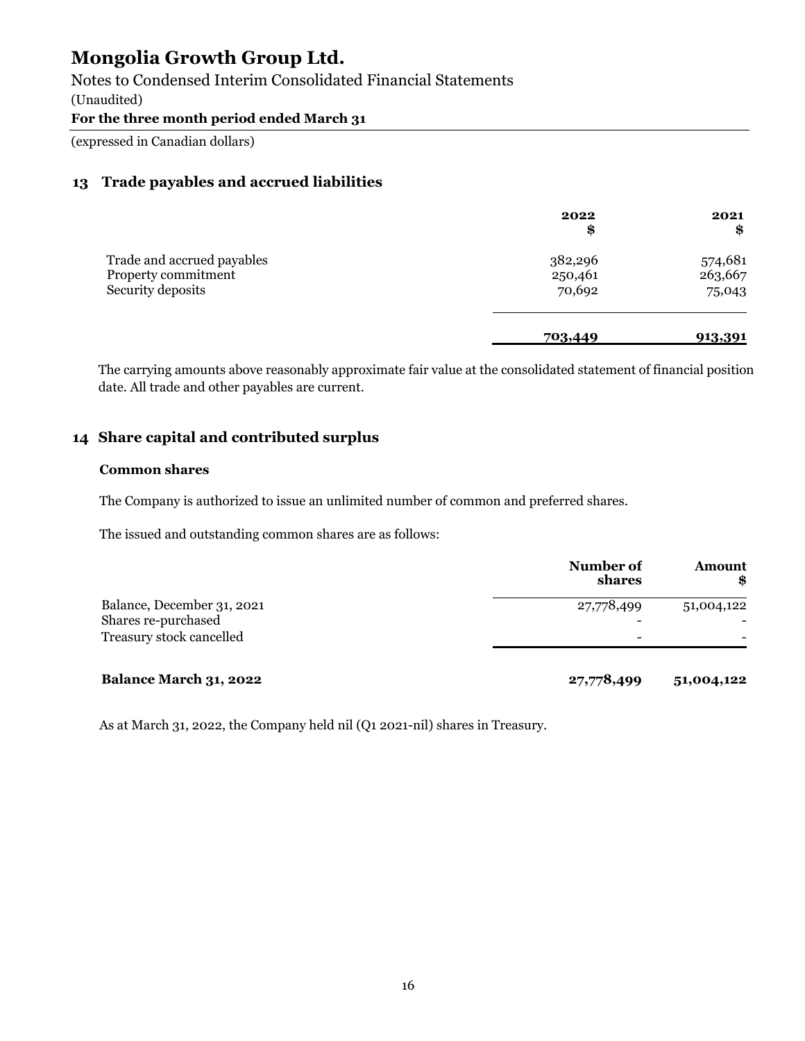# Mongolia Growth Group Ltd.

Notes to Condensed Interim Consolidated Financial Statements

(Unaudited)

**For the three month period ended March 31**

(expressed in Canadian dollars)

## 13 Trade payables and accrued liabilities

| | 2022 $ | 2021 $ |
|---|---|---|
| Trade and accrued payables | 382,296 | 574,681 |
| Property commitment | 250,461 | 263,667 |
| Security deposits | 70,692 | 75,043 |
| | **703,449** | **913,391** |

The carrying amounts above reasonably approximate fair value at the consolidated statement of financial position date. All trade and other payables are current.

## 14 Share capital and contributed surplus

### Common shares

The Company is authorized to issue an unlimited number of common and preferred shares.

The issued and outstanding common shares are as follows:

| | Number of shares | Amount $ |
|---|---|---|
| Balance, December 31, 2021 | 27,778,499 | 51,004,122 |
| Shares re-purchased | - | - |
| Treasury stock cancelled | - | - |
| **Balance March 31, 2022** | **27,778,499** | **51,004,122** |

As at March 31, 2022, the Company held nil (Q1 2021-nil) shares in Treasury.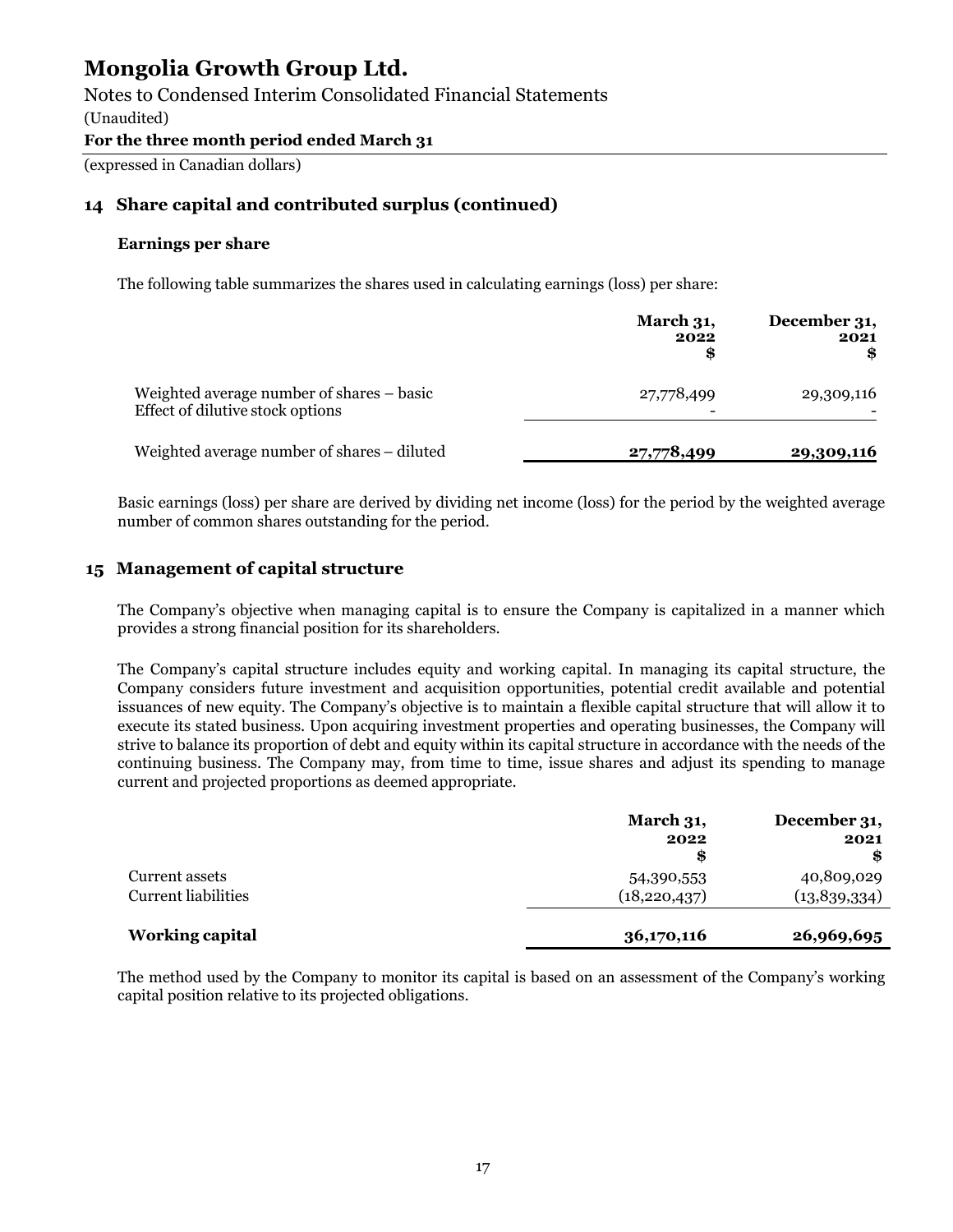# Mongolia Growth Group Ltd.

Notes to Condensed Interim Consolidated Financial Statements

(Unaudited)

**For the three month period ended March 31**

(expressed in Canadian dollars)

## 14 Share capital and contributed surplus (continued)

### Earnings per share

The following table summarizes the shares used in calculating earnings (loss) per share:

| | March 31, 2022 $ | December 31, 2021 $ |
|---|---|---|
| Weighted average number of shares – basic | 27,778,499 | 29,309,116 |
| Effect of dilutive stock options | - | - |
| Weighted average number of shares – diluted | **27,778,499** | **29,309,116** |

Basic earnings (loss) per share are derived by dividing net income (loss) for the period by the weighted average number of common shares outstanding for the period.

## 15 Management of capital structure

The Company's objective when managing capital is to ensure the Company is capitalized in a manner which provides a strong financial position for its shareholders.

The Company's capital structure includes equity and working capital. In managing its capital structure, the Company considers future investment and acquisition opportunities, potential credit available and potential issuances of new equity. The Company's objective is to maintain a flexible capital structure that will allow it to execute its stated business. Upon acquiring investment properties and operating businesses, the Company will strive to balance its proportion of debt and equity within its capital structure in accordance with the needs of the continuing business. The Company may, from time to time, issue shares and adjust its spending to manage current and projected proportions as deemed appropriate.

| | March 31, 2022 $ | December 31, 2021 $ |
|---|---|---|
| Current assets | 54,390,553 | 40,809,029 |
| Current liabilities | (18,220,437) | (13,839,334) |
| **Working capital** | **36,170,116** | **26,969,695** |

The method used by the Company to monitor its capital is based on an assessment of the Company's working capital position relative to its projected obligations.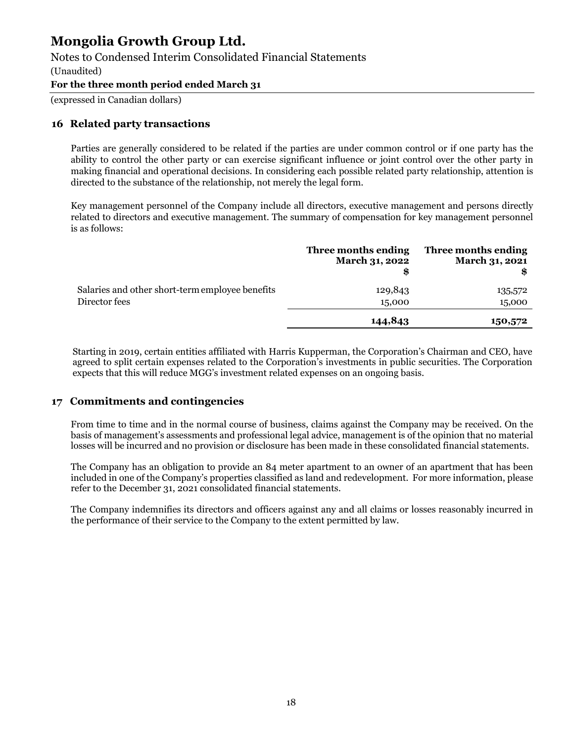# Mongolia Growth Group Ltd.

Notes to Condensed Interim Consolidated Financial Statements

(Unaudited)

**For the three month period ended March 31**

(expressed in Canadian dollars)

## 16 Related party transactions

Parties are generally considered to be related if the parties are under common control or if one party has the ability to control the other party or can exercise significant influence or joint control over the other party in making financial and operational decisions. In considering each possible related party relationship, attention is directed to the substance of the relationship, not merely the legal form.

Key management personnel of the Company include all directors, executive management and persons directly related to directors and executive management. The summary of compensation for key management personnel is as follows:

| | **Three months ending March 31, 2022 $** | **Three months ending March 31, 2021 $** |
|---|---|---|
| Salaries and other short-term employee benefits | 129,843 | 135,572 |
| Director fees | 15,000 | 15,000 |
| | **144,843** | **150,572** |

Starting in 2019, certain entities affiliated with Harris Kupperman, the Corporation's Chairman and CEO, have agreed to split certain expenses related to the Corporation's investments in public securities. The Corporation expects that this will reduce MGG's investment related expenses on an ongoing basis.

## 17 Commitments and contingencies

From time to time and in the normal course of business, claims against the Company may be received. On the basis of management's assessments and professional legal advice, management is of the opinion that no material losses will be incurred and no provision or disclosure has been made in these consolidated financial statements.

The Company has an obligation to provide an 84 meter apartment to an owner of an apartment that has been included in one of the Company's properties classified as land and redevelopment. For more information, please refer to the December 31, 2021 consolidated financial statements.

The Company indemnifies its directors and officers against any and all claims or losses reasonably incurred in the performance of their service to the Company to the extent permitted by law.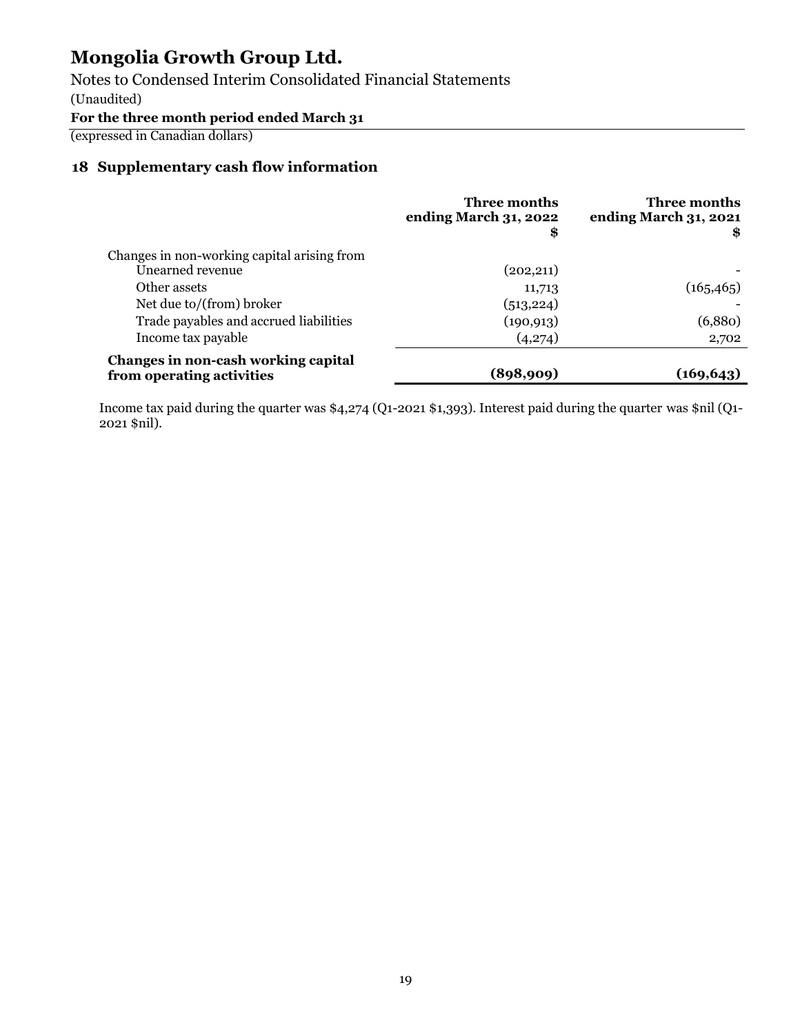# Mongolia Growth Group Ltd.

Notes to Condensed Interim Consolidated Financial Statements

(Unaudited)

**For the three month period ended March 31**

(expressed in Canadian dollars)

## 18 Supplementary cash flow information

| | **Three months ending March 31, 2022 $** | **Three months ending March 31, 2021 $** |
|---|---|---|
| Changes in non-working capital arising from | | |
| Unearned revenue | (202,211) | - |
| Other assets | 11,713 | (165,465) |
| Net due to/(from) broker | (513,224) | - |
| Trade payables and accrued liabilities | (190,913) | (6,880) |
| Income tax payable | (4,274) | 2,702 |
| **Changes in non-cash working capital from operating activities** | **(898,909)** | **(169,643)** |

Income tax paid during the quarter was $4,274 (Q1-2021 $1,393). Interest paid during the quarter was $nil (Q1-2021 $nil).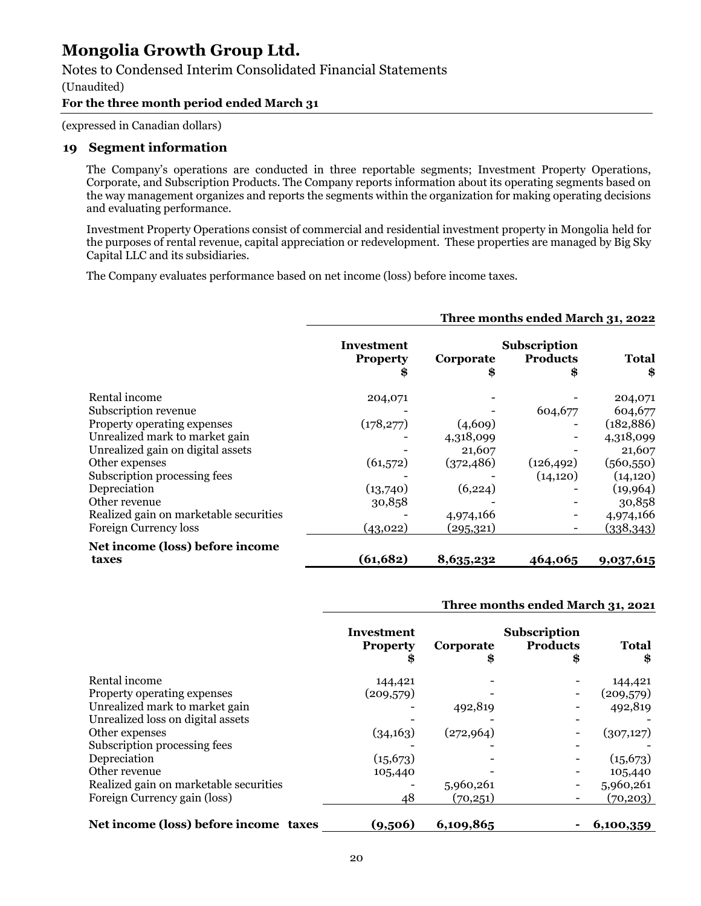# Mongolia Growth Group Ltd.

Notes to Condensed Interim Consolidated Financial Statements

(Unaudited)

**For the three month period ended March 31**

(expressed in Canadian dollars)

## 19 Segment information

The Company's operations are conducted in three reportable segments; Investment Property Operations, Corporate, and Subscription Products. The Company reports information about its operating segments based on the way management organizes and reports the segments within the organization for making operating decisions and evaluating performance.

Investment Property Operations consist of commercial and residential investment property in Mongolia held for the purposes of rental revenue, capital appreciation or redevelopment. These properties are managed by Big Sky Capital LLC and its subsidiaries.

The Company evaluates performance based on net income (loss) before income taxes.

| | **Three months ended March 31, 2022** | | | |
|---|---|---|---|---|
| | **Investment Property $** | **Corporate $** | **Subscription Products $** | **Total $** |
| Rental income | 204,071 | - | - | 204,071 |
| Subscription revenue | - | - | 604,677 | 604,677 |
| Property operating expenses | (178,277) | (4,609) | - | (182,886) |
| Unrealized mark to market gain | - | 4,318,099 | - | 4,318,099 |
| Unrealized gain on digital assets | - | 21,607 | - | 21,607 |
| Other expenses | (61,572) | (372,486) | (126,492) | (560,550) |
| Subscription processing fees | - | - | (14,120) | (14,120) |
| Depreciation | (13,740) | (6,224) | - | (19,964) |
| Other revenue | 30,858 | - | - | 30,858 |
| Realized gain on marketable securities | - | 4,974,166 | - | 4,974,166 |
| Foreign Currency loss | (43,022) | (295,321) | - | (338,343) |
| **Net income (loss) before income taxes** | **(61,682)** | **8,635,232** | **464,065** | **9,037,615** |

| | **Three months ended March 31, 2021** | | | |
|---|---|---|---|---|
| | **Investment Property $** | **Corporate $** | **Subscription Products $** | **Total $** |
| Rental income | 144,421 | - | - | 144,421 |
| Property operating expenses | (209,579) | - | - | (209,579) |
| Unrealized mark to market gain | - | 492,819 | - | 492,819 |
| Unrealized loss on digital assets | - | - | - | - |
| Other expenses | (34,163) | (272,964) | - | (307,127) |
| Subscription processing fees | - | - | - | - |
| Depreciation | (15,673) | - | - | (15,673) |
| Other revenue | 105,440 | - | - | 105,440 |
| Realized gain on marketable securities | - | 5,960,261 | - | 5,960,261 |
| Foreign Currency gain (loss) | 48 | (70,251) | - | (70,203) |
| **Net income (loss) before income taxes** | **(9,506)** | **6,109,865** | **-** | **6,100,359** |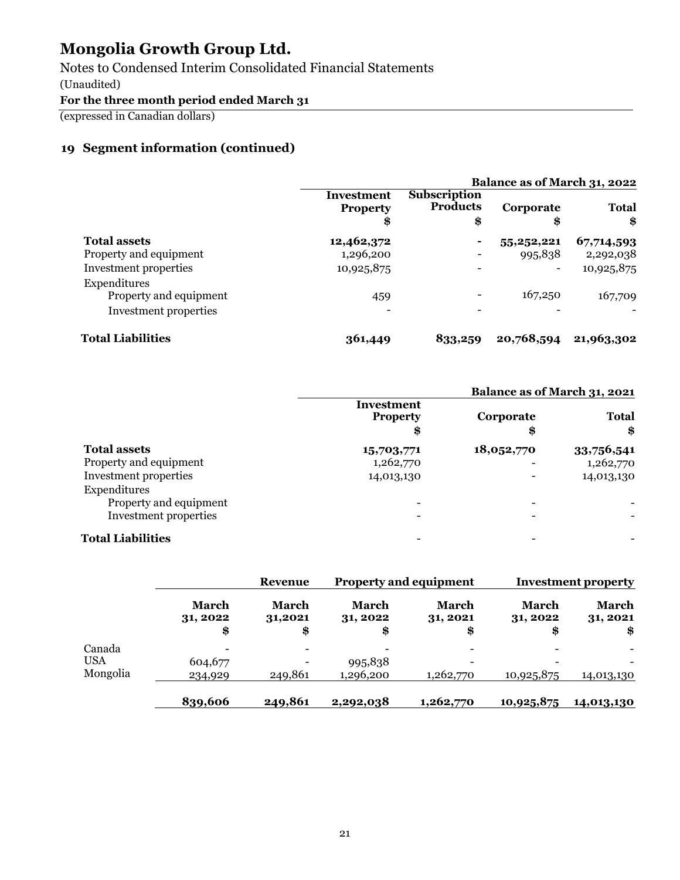# Mongolia Growth Group Ltd.

Notes to Condensed Interim Consolidated Financial Statements

(Unaudited)

**For the three month period ended March 31**

(expressed in Canadian dollars)

## 19 Segment information (continued)

| | **Balance as of March 31, 2022** | | | |
|---|---|---|---|---|
| | **Investment Property** $ | **Subscription Products** $ | **Corporate** $ | **Total** $ |
| **Total assets** | **12,462,372** | **-** | **55,252,221** | **67,714,593** |
| Property and equipment | 1,296,200 | - | 995,838 | 2,292,038 |
| Investment properties | 10,925,875 | - | - | 10,925,875 |
| Expenditures | | | | |
| Property and equipment | 459 | - | 167,250 | 167,709 |
| Investment properties | - | - | - | - |
| **Total Liabilities** | **361,449** | **833,259** | **20,768,594** | **21,963,302** |

| | **Balance as of March 31, 2021** | | |
|---|---|---|---|
| | **Investment Property** $ | **Corporate** $ | **Total** $ |
| **Total assets** | **15,703,771** | **18,052,770** | **33,756,541** |
| Property and equipment | 1,262,770 | - | 1,262,770 |
| Investment properties | 14,013,130 | - | 14,013,130 |
| Expenditures | | | |
| Property and equipment | - | - | - |
| Investment properties | - | - | - |
| **Total Liabilities** | - | - | - |

| | **Revenue** | | **Property and equipment** | | **Investment property** | |
|---|---|---|---|---|---|---|
| | **March 31, 2022** $ | **March 31,2021** $ | **March 31, 2022** $ | **March 31, 2021** $ | **March 31, 2022** $ | **March 31, 2021** $ |
| Canada | - | - | - | - | - | - |
| USA | 604,677 | - | 995,838 | - | - | - |
| Mongolia | 234,929 | 249,861 | 1,296,200 | 1,262,770 | 10,925,875 | 14,013,130 |
| | **839,606** | **249,861** | **2,292,038** | **1,262,770** | **10,925,875** | **14,013,130** |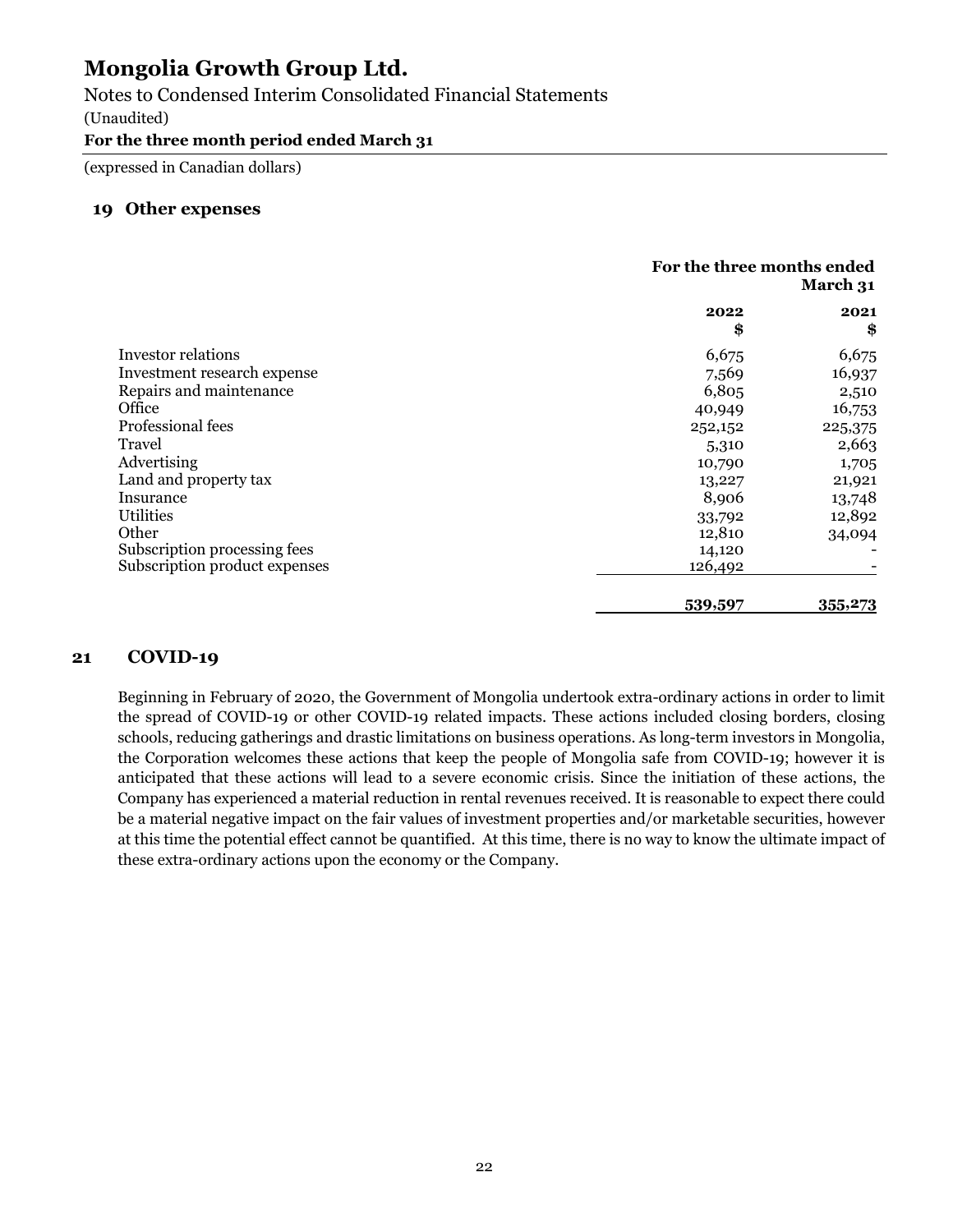# Mongolia Growth Group Ltd.

Notes to Condensed Interim Consolidated Financial Statements

(Unaudited)

**For the three month period ended March 31**

(expressed in Canadian dollars)

## 19 Other expenses

| | For the three months ended March 31 | |
|---|---|---|
| | **2022** **$** | **2021** **$** |
| Investor relations | 6,675 | 6,675 |
| Investment research expense | 7,569 | 16,937 |
| Repairs and maintenance | 6,805 | 2,510 |
| Office | 40,949 | 16,753 |
| Professional fees | 252,152 | 225,375 |
| Travel | 5,310 | 2,663 |
| Advertising | 10,790 | 1,705 |
| Land and property tax | 13,227 | 21,921 |
| Insurance | 8,906 | 13,748 |
| Utilities | 33,792 | 12,892 |
| Other | 12,810 | 34,094 |
| Subscription processing fees | 14,120 | - |
| Subscription product expenses | 126,492 | - |
| | **539,597** | **355,273** |

## 21 COVID-19

Beginning in February of 2020, the Government of Mongolia undertook extra-ordinary actions in order to limit the spread of COVID-19 or other COVID-19 related impacts. These actions included closing borders, closing schools, reducing gatherings and drastic limitations on business operations. As long-term investors in Mongolia, the Corporation welcomes these actions that keep the people of Mongolia safe from COVID-19; however it is anticipated that these actions will lead to a severe economic crisis. Since the initiation of these actions, the Company has experienced a material reduction in rental revenues received. It is reasonable to expect there could be a material negative impact on the fair values of investment properties and/or marketable securities, however at this time the potential effect cannot be quantified. At this time, there is no way to know the ultimate impact of these extra-ordinary actions upon the economy or the Company.